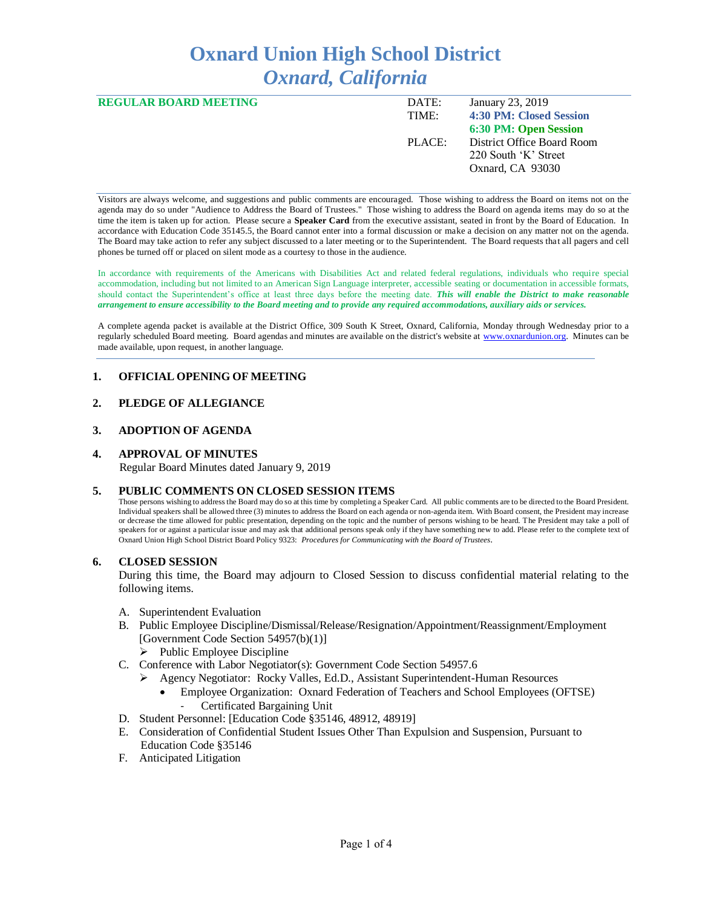# Oxnard Union High School District
## *Oxnard, California*

**REGULAR BOARD MEETING**

| | |
|---|---|
| DATE: | January 23, 2019 |
| TIME: | **4:30 PM: Closed Session** |
| | **6:30 PM: Open Session** |
| PLACE: | District Office Board Room |
| | 220 South 'K' Street |
| | Oxnard, CA 93030 |

Visitors are always welcome, and suggestions and public comments are encouraged. Those wishing to address the Board on items not on the agenda may do so under "Audience to Address the Board of Trustees." Those wishing to address the Board on agenda items may do so at the time the item is taken up for action. Please secure a **Speaker Card** from the executive assistant, seated in front by the Board of Education. In accordance with Education Code 35145.5, the Board cannot enter into a formal discussion or make a decision on any matter not on the agenda. The Board may take action to refer any subject discussed to a later meeting or to the Superintendent. The Board requests that all pagers and cell phones be turned off or placed on silent mode as a courtesy to those in the audience.

In accordance with requirements of the Americans with Disabilities Act and related federal regulations, individuals who require special accommodation, including but not limited to an American Sign Language interpreter, accessible seating or documentation in accessible formats, should contact the Superintendent's office at least three days before the meeting date. ***This will enable the District to make reasonable arrangement to ensure accessibility to the Board meeting and to provide any required accommodations, auxiliary aids or services.***

A complete agenda packet is available at the District Office, 309 South K Street, Oxnard, California, Monday through Wednesday prior to a regularly scheduled Board meeting. Board agendas and minutes are available on the district's website at www.oxnardunion.org. Minutes can be made available, upon request, in another language.

1. **OFFICIAL OPENING OF MEETING**

2. **PLEDGE OF ALLEGIANCE**

3. **ADOPTION OF AGENDA**

4. **APPROVAL OF MINUTES**
   Regular Board Minutes dated January 9, 2019

5. **PUBLIC COMMENTS ON CLOSED SESSION ITEMS**
   Those persons wishing to address the Board may do so at this time by completing a Speaker Card. All public comments are to be directed to the Board President. Individual speakers shall be allowed three (3) minutes to address the Board on each agenda or non-agenda item. With Board consent, the President may increase or decrease the time allowed for public presentation, depending on the topic and the number of persons wishing to be heard. The President may take a poll of speakers for or against a particular issue and may ask that additional persons speak only if they have something new to add. Please refer to the complete text of Oxnard Union High School District Board Policy 9323: *Procedures for Communicating with the Board of Trustees*.

6. **CLOSED SESSION**
   During this time, the Board may adjourn to Closed Session to discuss confidential material relating to the following items.

   A. Superintendent Evaluation
   B. Public Employee Discipline/Dismissal/Release/Resignation/Appointment/Reassignment/Employment [Government Code Section 54957(b)(1)]
      - Public Employee Discipline
   C. Conference with Labor Negotiator(s): Government Code Section 54957.6
      - Agency Negotiator: Rocky Valles, Ed.D., Assistant Superintendent-Human Resources
         - Employee Organization: Oxnard Federation of Teachers and School Employees (OFTSE)
            - Certificated Bargaining Unit
   D. Student Personnel: [Education Code §35146, 48912, 48919]
   E. Consideration of Confidential Student Issues Other Than Expulsion and Suspension, Pursuant to Education Code §35146
   F. Anticipated Litigation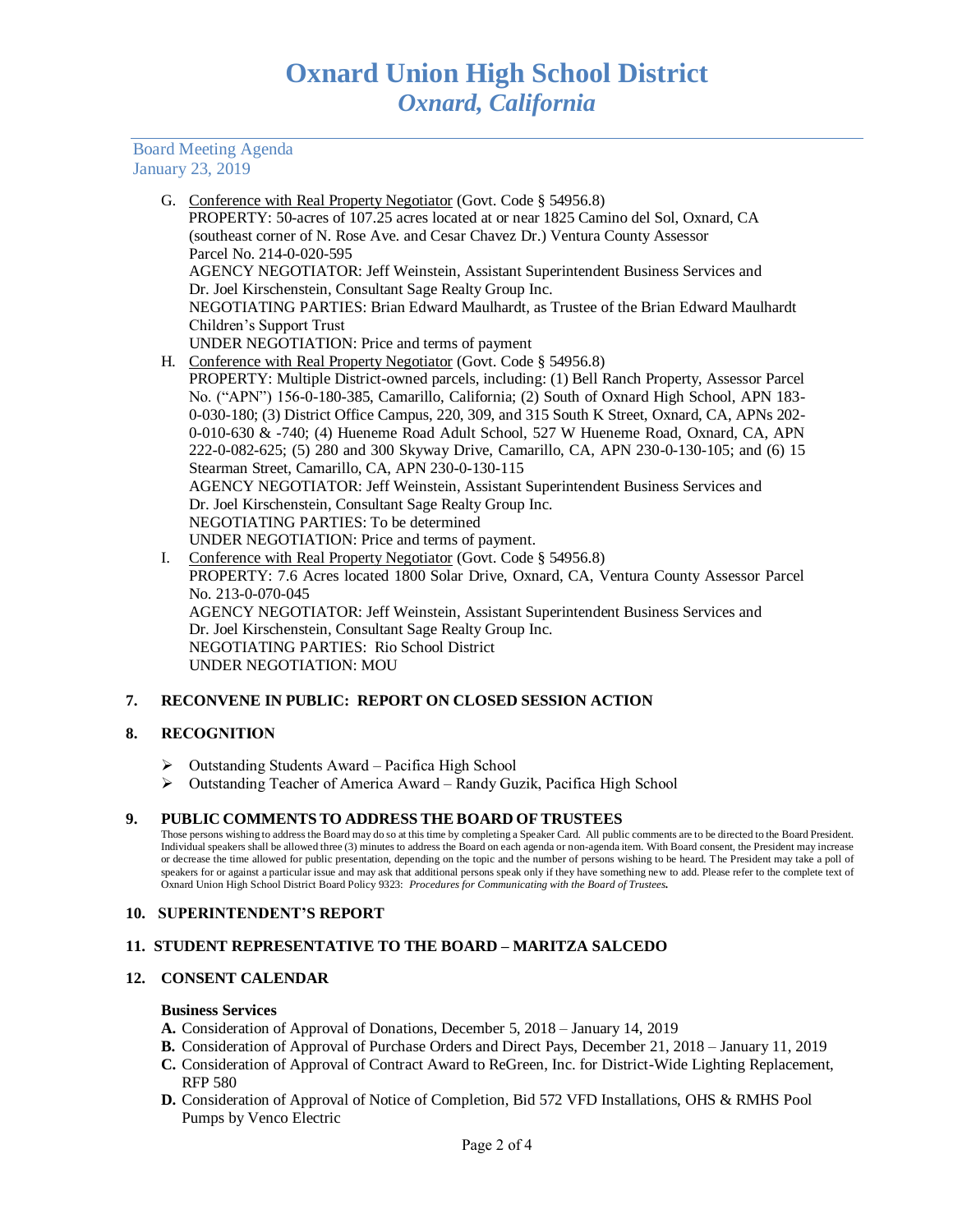G. Conference with Real Property Negotiator (Govt. Code § 54956.8)
PROPERTY: 50-acres of 107.25 acres located at or near 1825 Camino del Sol, Oxnard, CA (southeast corner of N. Rose Ave. and Cesar Chavez Dr.) Ventura County Assessor Parcel No. 214-0-020-595
AGENCY NEGOTIATOR: Jeff Weinstein, Assistant Superintendent Business Services and Dr. Joel Kirschenstein, Consultant Sage Realty Group Inc.
NEGOTIATING PARTIES: Brian Edward Maulhardt, as Trustee of the Brian Edward Maulhardt Children's Support Trust
UNDER NEGOTIATION: Price and terms of payment

H. Conference with Real Property Negotiator (Govt. Code § 54956.8)
PROPERTY: Multiple District-owned parcels, including: (1) Bell Ranch Property, Assessor Parcel No. ("APN") 156-0-180-385, Camarillo, California; (2) South of Oxnard High School, APN 183-0-030-180; (3) District Office Campus, 220, 309, and 315 South K Street, Oxnard, CA, APNs 202-0-010-630 & -740; (4) Hueneme Road Adult School, 527 W Hueneme Road, Oxnard, CA, APN 222-0-082-625; (5) 280 and 300 Skyway Drive, Camarillo, CA, APN 230-0-130-105; and (6) 15 Stearman Street, Camarillo, CA, APN 230-0-130-115
AGENCY NEGOTIATOR: Jeff Weinstein, Assistant Superintendent Business Services and Dr. Joel Kirschenstein, Consultant Sage Realty Group Inc.
NEGOTIATING PARTIES: To be determined
UNDER NEGOTIATION: Price and terms of payment.

I. Conference with Real Property Negotiator (Govt. Code § 54956.8)
PROPERTY: 7.6 Acres located 1800 Solar Drive, Oxnard, CA, Ventura County Assessor Parcel No. 213-0-070-045
AGENCY NEGOTIATOR: Jeff Weinstein, Assistant Superintendent Business Services and Dr. Joel Kirschenstein, Consultant Sage Realty Group Inc.
NEGOTIATING PARTIES: Rio School District
UNDER NEGOTIATION: MOU

## 7. RECONVENE IN PUBLIC: REPORT ON CLOSED SESSION ACTION

## 8. RECOGNITION

- Outstanding Students Award – Pacifica High School
- Outstanding Teacher of America Award – Randy Guzik, Pacifica High School

## 9. PUBLIC COMMENTS TO ADDRESS THE BOARD OF TRUSTEES

Those persons wishing to address the Board may do so at this time by completing a Speaker Card. All public comments are to be directed to the Board President. Individual speakers shall be allowed three (3) minutes to address the Board on each agenda or non-agenda item. With Board consent, the President may increase or decrease the time allowed for public presentation, depending on the topic and the number of persons wishing to be heard. The President may take a poll of speakers for or against a particular issue and may ask that additional persons speak only if they have something new to add. Please refer to the complete text of Oxnard Union High School District Board Policy 9323: *Procedures for Communicating with the Board of Trustees.*

## 10. SUPERINTENDENT'S REPORT

## 11. STUDENT REPRESENTATIVE TO THE BOARD – MARITZA SALCEDO

## 12. CONSENT CALENDAR

**Business Services**

**A.** Consideration of Approval of Donations, December 5, 2018 – January 14, 2019
**B.** Consideration of Approval of Purchase Orders and Direct Pays, December 21, 2018 – January 11, 2019
**C.** Consideration of Approval of Contract Award to ReGreen, Inc. for District-Wide Lighting Replacement, RFP 580
**D.** Consideration of Approval of Notice of Completion, Bid 572 VFD Installations, OHS & RMHS Pool Pumps by Venco Electric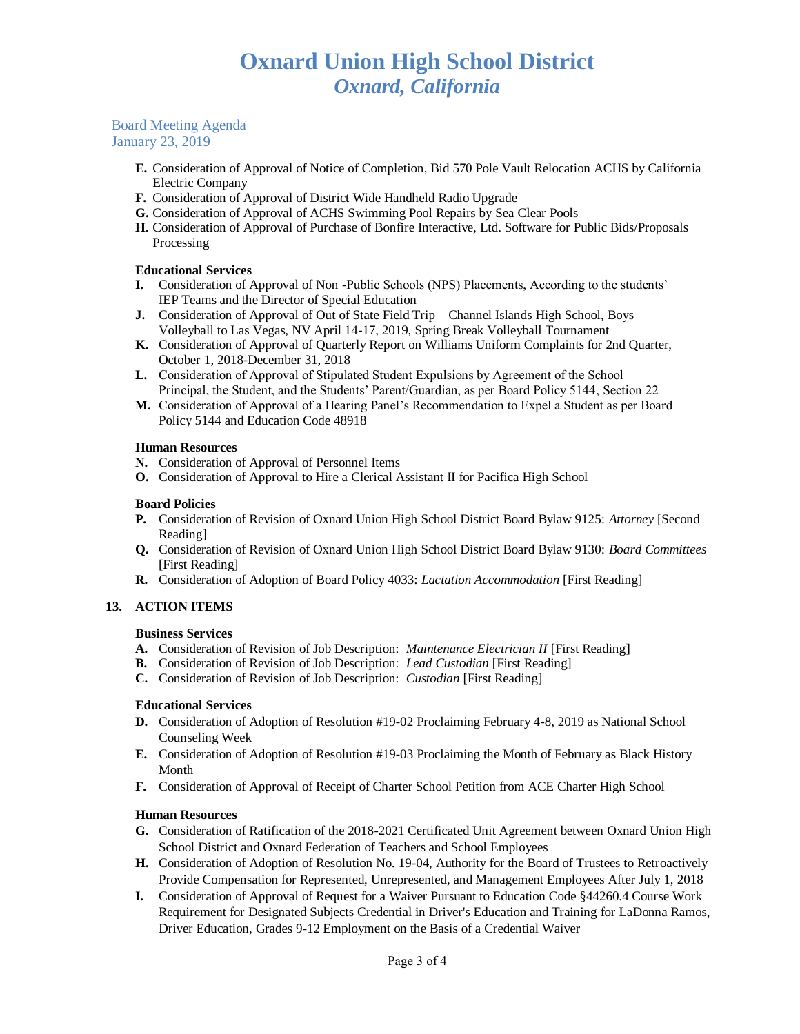- **E.** Consideration of Approval of Notice of Completion, Bid 570 Pole Vault Relocation ACHS by California Electric Company
- **F.** Consideration of Approval of District Wide Handheld Radio Upgrade
- **G.** Consideration of Approval of ACHS Swimming Pool Repairs by Sea Clear Pools
- **H.** Consideration of Approval of Purchase of Bonfire Interactive, Ltd. Software for Public Bids/Proposals Processing

**Educational Services**

- **I.** Consideration of Approval of Non -Public Schools (NPS) Placements, According to the students' IEP Teams and the Director of Special Education
- **J.** Consideration of Approval of Out of State Field Trip – Channel Islands High School, Boys Volleyball to Las Vegas, NV April 14-17, 2019, Spring Break Volleyball Tournament
- **K.** Consideration of Approval of Quarterly Report on Williams Uniform Complaints for 2nd Quarter, October 1, 2018-December 31, 2018
- **L.** Consideration of Approval of Stipulated Student Expulsions by Agreement of the School Principal, the Student, and the Students' Parent/Guardian, as per Board Policy 5144, Section 22
- **M.** Consideration of Approval of a Hearing Panel's Recommendation to Expel a Student as per Board Policy 5144 and Education Code 48918

**Human Resources**

- **N.** Consideration of Approval of Personnel Items
- **O.** Consideration of Approval to Hire a Clerical Assistant II for Pacifica High School

**Board Policies**

- **P.** Consideration of Revision of Oxnard Union High School District Board Bylaw 9125: *Attorney* [Second Reading]
- **Q.** Consideration of Revision of Oxnard Union High School District Board Bylaw 9130: *Board Committees* [First Reading]
- **R.** Consideration of Adoption of Board Policy 4033: *Lactation Accommodation* [First Reading]

## 13. ACTION ITEMS

**Business Services**

- **A.** Consideration of Revision of Job Description: *Maintenance Electrician II* [First Reading]
- **B.** Consideration of Revision of Job Description: *Lead Custodian* [First Reading]
- **C.** Consideration of Revision of Job Description: *Custodian* [First Reading]

**Educational Services**

- **D.** Consideration of Adoption of Resolution #19-02 Proclaiming February 4-8, 2019 as National School Counseling Week
- **E.** Consideration of Adoption of Resolution #19-03 Proclaiming the Month of February as Black History Month
- **F.** Consideration of Approval of Receipt of Charter School Petition from ACE Charter High School

**Human Resources**

- **G.** Consideration of Ratification of the 2018-2021 Certificated Unit Agreement between Oxnard Union High School District and Oxnard Federation of Teachers and School Employees
- **H.** Consideration of Adoption of Resolution No. 19-04, Authority for the Board of Trustees to Retroactively Provide Compensation for Represented, Unrepresented, and Management Employees After July 1, 2018
- **I.** Consideration of Approval of Request for a Waiver Pursuant to Education Code §44260.4 Course Work Requirement for Designated Subjects Credential in Driver's Education and Training for LaDonna Ramos, Driver Education, Grades 9-12 Employment on the Basis of a Credential Waiver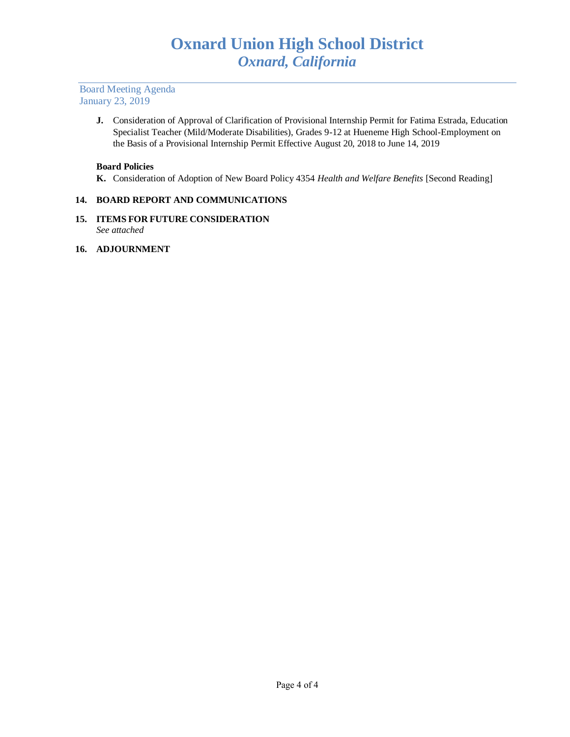**J.** Consideration of Approval of Clarification of Provisional Internship Permit for Fatima Estrada, Education Specialist Teacher (Mild/Moderate Disabilities), Grades 9-12 at Hueneme High School-Employment on the Basis of a Provisional Internship Permit Effective August 20, 2018 to June 14, 2019

**Board Policies**

**K.** Consideration of Adoption of New Board Policy 4354 *Health and Welfare Benefits* [Second Reading]

**14. BOARD REPORT AND COMMUNICATIONS**

**15. ITEMS FOR FUTURE CONSIDERATION**
*See attached*

**16. ADJOURNMENT**